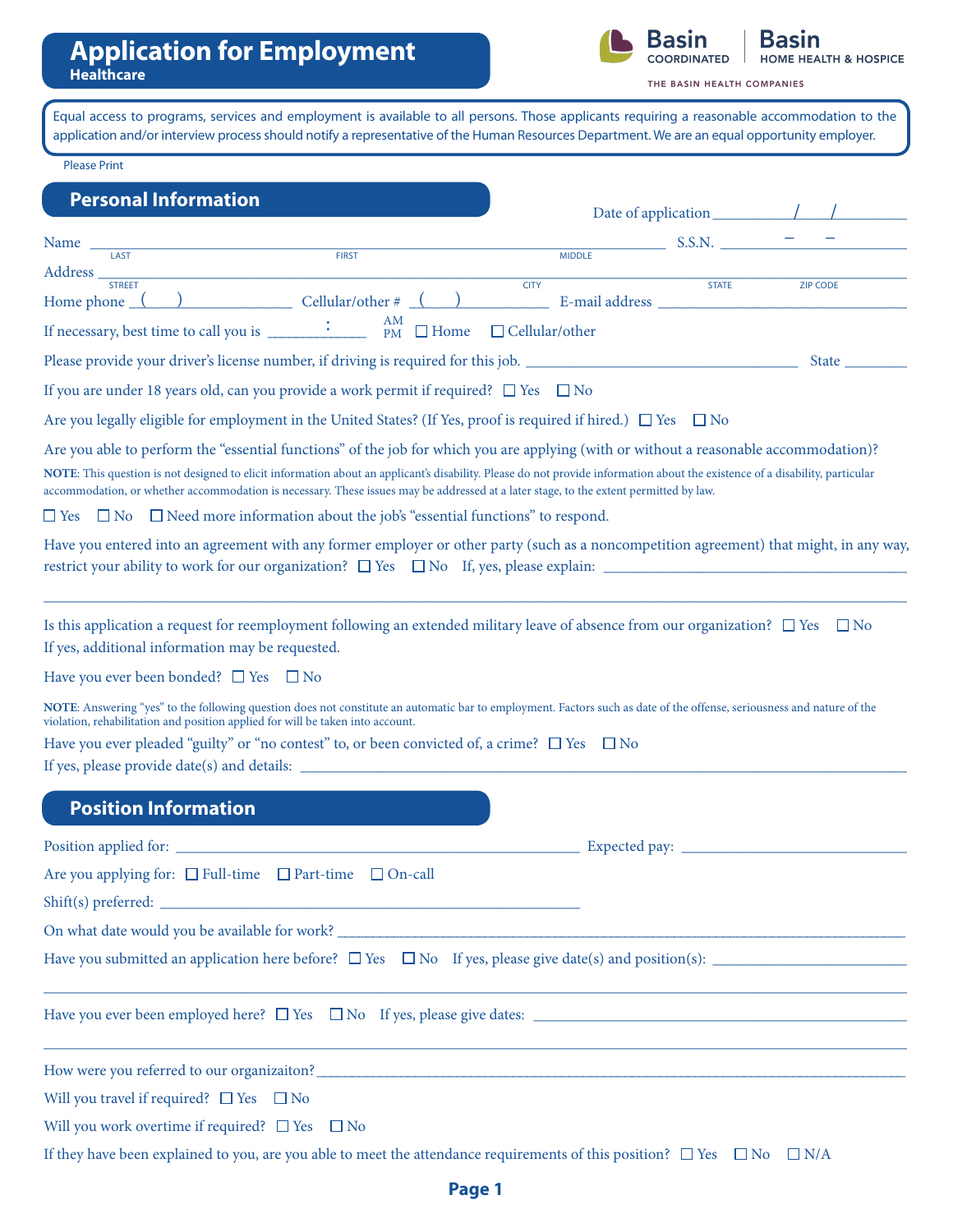# Application for Employment

**Healthcare**

Basin COORDINATED | Basin HOME HEALTH & HOSPICE

THE BASIN HEALTH COMPANIES

Equal access to programs, services and employment is available to all persons. Those applicants requiring a reasonable accommodation to the application and/or interview process should notify a representative of the Human Resources Department. We are an equal opportunity employer.

Please Print

## Personal Information

Date of application ______/____/______

Name ____________________________________________ S.S.N. ______–____–______
LAST FIRST MIDDLE

Address ______________________________________________________________
STREET CITY STATE ZIP CODE

Home phone (____)__________ Cellular/other # (____)__________ E-mail address ______________________

If necessary, best time to call you is ______:______ AM PM ☐ Home ☐ Cellular/other

Please provide your driver's license number, if driving is required for this job. ______________________ State ________

If you are under 18 years old, can you provide a work permit if required? ☐ Yes ☐ No

Are you legally eligible for employment in the United States? (If Yes, proof is required if hired.) ☐ Yes ☐ No

Are you able to perform the "essential functions" of the job for which you are applying (with or without a reasonable accommodation)?

**NOTE**: This question is not designed to elicit information about an applicant's disability. Please do not provide information about the existence of a disability, particular accommodation, or whether accommodation is necessary. These issues may be addressed at a later stage, to the extent permitted by law.

☐ Yes ☐ No ☐ Need more information about the job's "essential functions" to respond.

Have you entered into an agreement with any former employer or other party (such as a noncompetition agreement) that might, in any way, restrict your ability to work for our organization? ☐ Yes ☐ No If, yes, please explain: ______________________

______________________________________________________________

Is this application a request for reemployment following an extended military leave of absence from our organization? ☐ Yes ☐ No
If yes, additional information may be requested.

Have you ever been bonded? ☐ Yes ☐ No

**NOTE**: Answering "yes" to the following question does not constitute an automatic bar to employment. Factors such as date of the offense, seriousness and nature of the violation, rehabilitation and position applied for will be taken into account.

Have you ever pleaded "guilty" or "no contest" to, or been convicted of, a crime? ☐ Yes ☐ No
If yes, please provide date(s) and details: ______________________

## Position Information

Position applied for: ______________________ Expected pay: ______________________

Are you applying for: ☐ Full-time ☐ Part-time ☐ On-call

Shift(s) preferred: ______________________

On what date would you be available for work? ______________________

Have you submitted an application here before? ☐ Yes ☐ No If yes, please give date(s) and position(s): ______________________

______________________________________________________________

Have you ever been employed here? ☐ Yes ☐ No If yes, please give dates: ______________________

______________________________________________________________

How were you referred to our organizaiton?______________________

Will you travel if required? ☐ Yes ☐ No

Will you work overtime if required? ☐ Yes ☐ No

If they have been explained to you, are you able to meet the attendance requirements of this position? ☐ Yes ☐ No ☐ N/A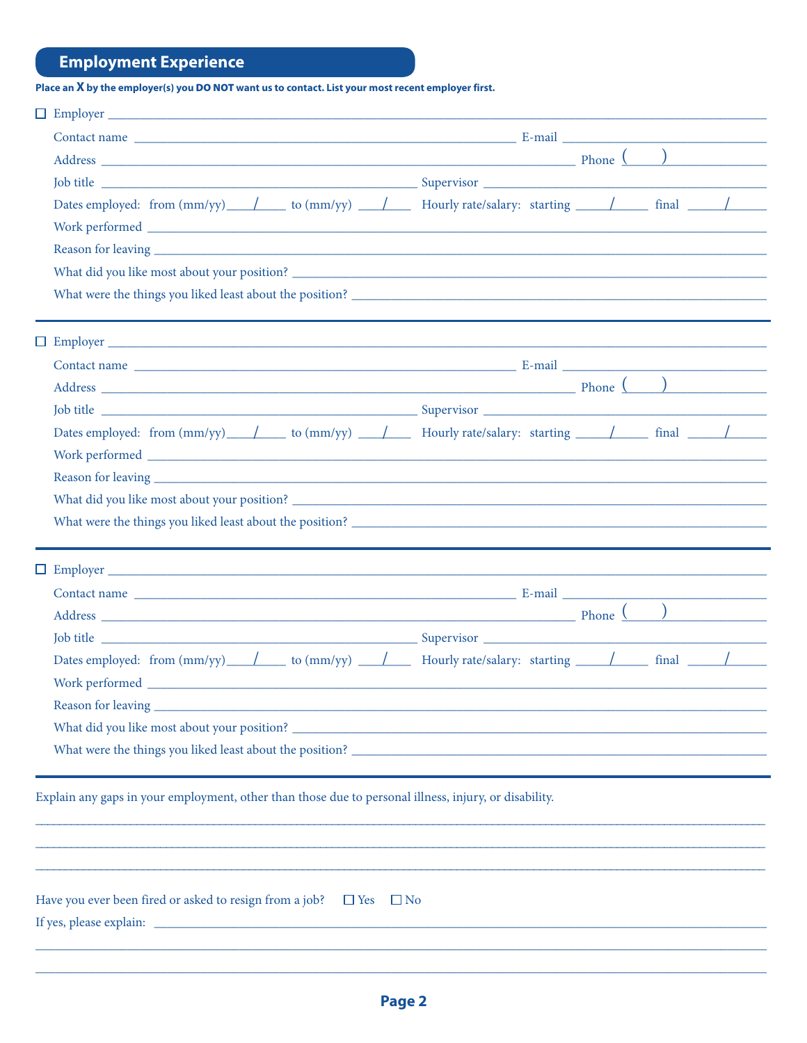## Employment Experience

**Place an X by the employer(s) you DO NOT want us to contact. List your most recent employer first.**

☐ Employer ______________________________________________

Contact name ______________________________ E-mail ______________________

Address ______________________________________ Phone ( ) ______________

Job title ______________________________ Supervisor ______________________

Dates employed: from (mm/yy) ____/____ to (mm/yy) ____/____ Hourly rate/salary: starting ____/____ final ____/____

Work performed ______________________________________________

Reason for leaving ______________________________________________

What did you like most about your position? ______________________________________________

What were the things you liked least about the position? ______________________________________________

---

☐ Employer ______________________________________________

Contact name ______________________________ E-mail ______________________

Address ______________________________________ Phone ( ) ______________

Job title ______________________________ Supervisor ______________________

Dates employed: from (mm/yy) ____/____ to (mm/yy) ____/____ Hourly rate/salary: starting ____/____ final ____/____

Work performed ______________________________________________

Reason for leaving ______________________________________________

What did you like most about your position? ______________________________________________

What were the things you liked least about the position? ______________________________________________

---

☐ Employer ______________________________________________

Contact name ______________________________ E-mail ______________________

Address ______________________________________ Phone ( ) ______________

Job title ______________________________ Supervisor ______________________

Dates employed: from (mm/yy) ____/____ to (mm/yy) ____/____ Hourly rate/salary: starting ____/____ final ____/____

Work performed ______________________________________________

Reason for leaving ______________________________________________

What did you like most about your position? ______________________________________________

What were the things you liked least about the position? ______________________________________________

---

Explain any gaps in your employment, other than those due to personal illness, injury, or disability.

______________________________________________

______________________________________________

______________________________________________

Have you ever been fired or asked to resign from a job? ☐ Yes ☐ No

If yes, please explain: ______________________________________________

______________________________________________

______________________________________________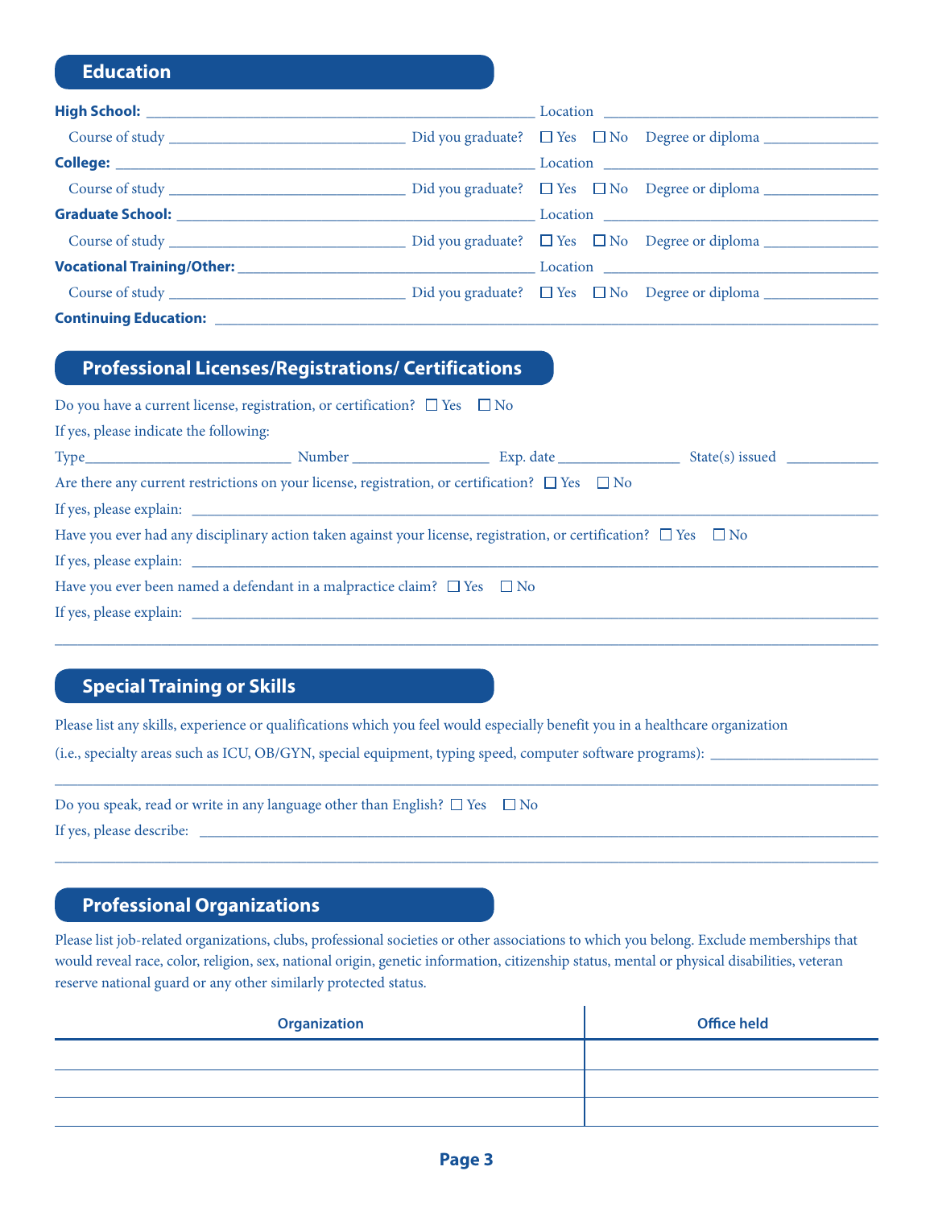## Education

**High School:** ______________________________ Location ______________________________

Course of study ______________________ Did you graduate? ☐ Yes ☐ No Degree or diploma ______________

**College:** ______________________________ Location ______________________________

Course of study ______________________ Did you graduate? ☐ Yes ☐ No Degree or diploma ______________

**Graduate School:** ______________________________ Location ______________________________

Course of study ______________________ Did you graduate? ☐ Yes ☐ No Degree or diploma ______________

**Vocational Training/Other:** ______________________________ Location ______________________________

Course of study ______________________ Did you graduate? ☐ Yes ☐ No Degree or diploma ______________

**Continuing Education:** ____________________________________________________________

## Professional Licenses/Registrations/ Certifications

Do you have a current license, registration, or certification? ☐ Yes ☐ No

If yes, please indicate the following:

Type______________________ Number ______________ Exp. date ______________ State(s) issued ____________

Are there any current restrictions on your license, registration, or certification? ☐ Yes ☐ No

If yes, please explain: ____________________________________________________________

Have you ever had any disciplinary action taken against your license, registration, or certification? ☐ Yes ☐ No

If yes, please explain: ____________________________________________________________

Have you ever been named a defendant in a malpractice claim? ☐ Yes ☐ No

If yes, please explain: ____________________________________________________________

____________________________________________________________________________________

## Special Training or Skills

Please list any skills, experience or qualifications which you feel would especially benefit you in a healthcare organization

(i.e., specialty areas such as ICU, OB/GYN, special equipment, typing speed, computer software programs): ______________________

____________________________________________________________________________________

Do you speak, read or write in any language other than English? ☐ Yes ☐ No

If yes, please describe: ____________________________________________________________

____________________________________________________________________________________

## Professional Organizations

Please list job-related organizations, clubs, professional societies or other associations to which you belong. Exclude memberships that would reveal race, color, religion, sex, national origin, genetic information, citizenship status, mental or physical disabilities, veteran reserve national guard or any other similarly protected status.

| Organization | Office held |
|---|---|
| | |
| | |
| | |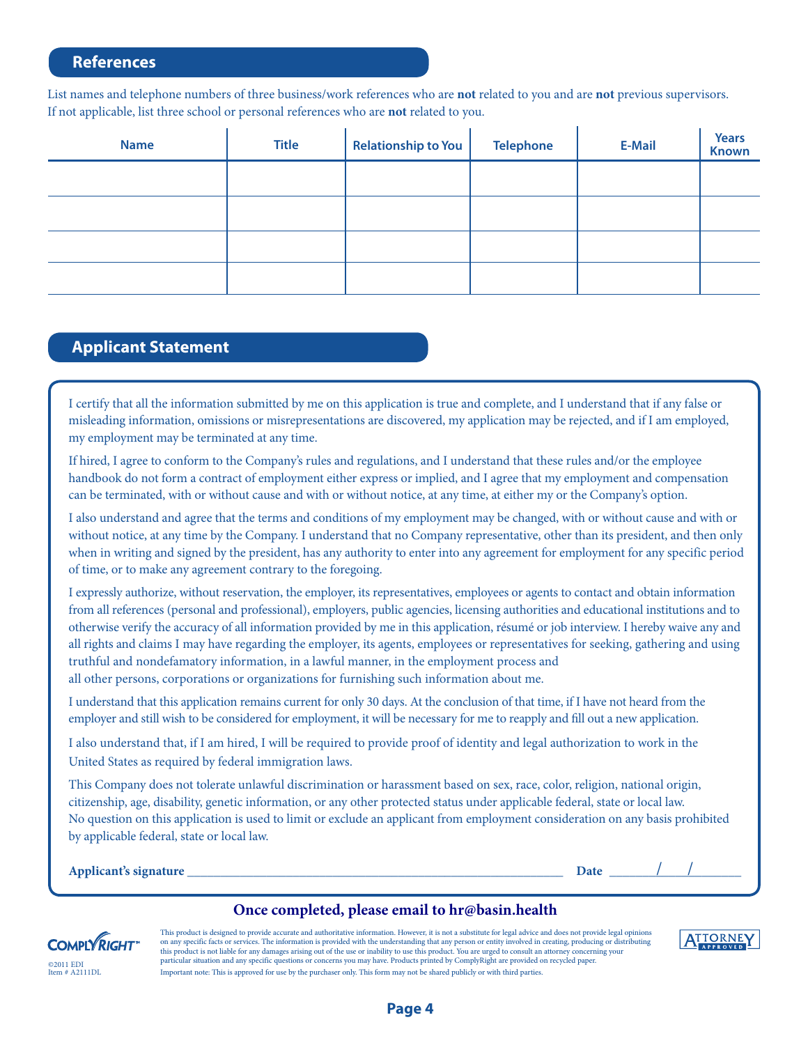## References

List names and telephone numbers of three business/work references who are **not** related to you and are **not** previous supervisors. If not applicable, list three school or personal references who are **not** related to you.

| Name | Title | Relationship to You | Telephone | E-Mail | Years Known |
|---|---|---|---|---|---|
| | | | | | |
| | | | | | |
| | | | | | |
| | | | | | |

## Applicant Statement

I certify that all the information submitted by me on this application is true and complete, and I understand that if any false or misleading information, omissions or misrepresentations are discovered, my application may be rejected, and if I am employed, my employment may be terminated at any time.

If hired, I agree to conform to the Company's rules and regulations, and I understand that these rules and/or the employee handbook do not form a contract of employment either express or implied, and I agree that my employment and compensation can be terminated, with or without cause and with or without notice, at any time, at either my or the Company's option.

I also understand and agree that the terms and conditions of my employment may be changed, with or without cause and with or without notice, at any time by the Company. I understand that no Company representative, other than its president, and then only when in writing and signed by the president, has any authority to enter into any agreement for employment for any specific period of time, or to make any agreement contrary to the foregoing.

I expressly authorize, without reservation, the employer, its representatives, employees or agents to contact and obtain information from all references (personal and professional), employers, public agencies, licensing authorities and educational institutions and to otherwise verify the accuracy of all information provided by me in this application, résumé or job interview. I hereby waive any and all rights and claims I may have regarding the employer, its agents, employees or representatives for seeking, gathering and using truthful and nondefamatory information, in a lawful manner, in the employment process and all other persons, corporations or organizations for furnishing such information about me.

I understand that this application remains current for only 30 days. At the conclusion of that time, if I have not heard from the employer and still wish to be considered for employment, it will be necessary for me to reapply and fill out a new application.

I also understand that, if I am hired, I will be required to provide proof of identity and legal authorization to work in the United States as required by federal immigration laws.

This Company does not tolerate unlawful discrimination or harassment based on sex, race, color, religion, national origin, citizenship, age, disability, genetic information, or any other protected status under applicable federal, state or local law. No question on this application is used to limit or exclude an applicant from employment consideration on any basis prohibited by applicable federal, state or local law.

**Applicant's signature** ______________________________________________ **Date** ______/____/______

**Once completed, please email to hr@basin.health**

COMPLYRIGHT™

©2011 EDI
Item # A2111DL

This product is designed to provide accurate and authoritative information. However, it is not a substitute for legal advice and does not provide legal opinions on any specific facts or services. The information is provided with the understanding that any person or entity involved in creating, producing or distributing this product is not liable for any damages arising out of the use or inability to use this product. You are urged to consult an attorney concerning your particular situation and any specific questions or concerns you may have. Products printed by ComplyRight are provided on recycled paper.

Important note: This is approved for use by the purchaser only. This form may not be shared publicly or with third parties.

ATTORNEY APPROVED